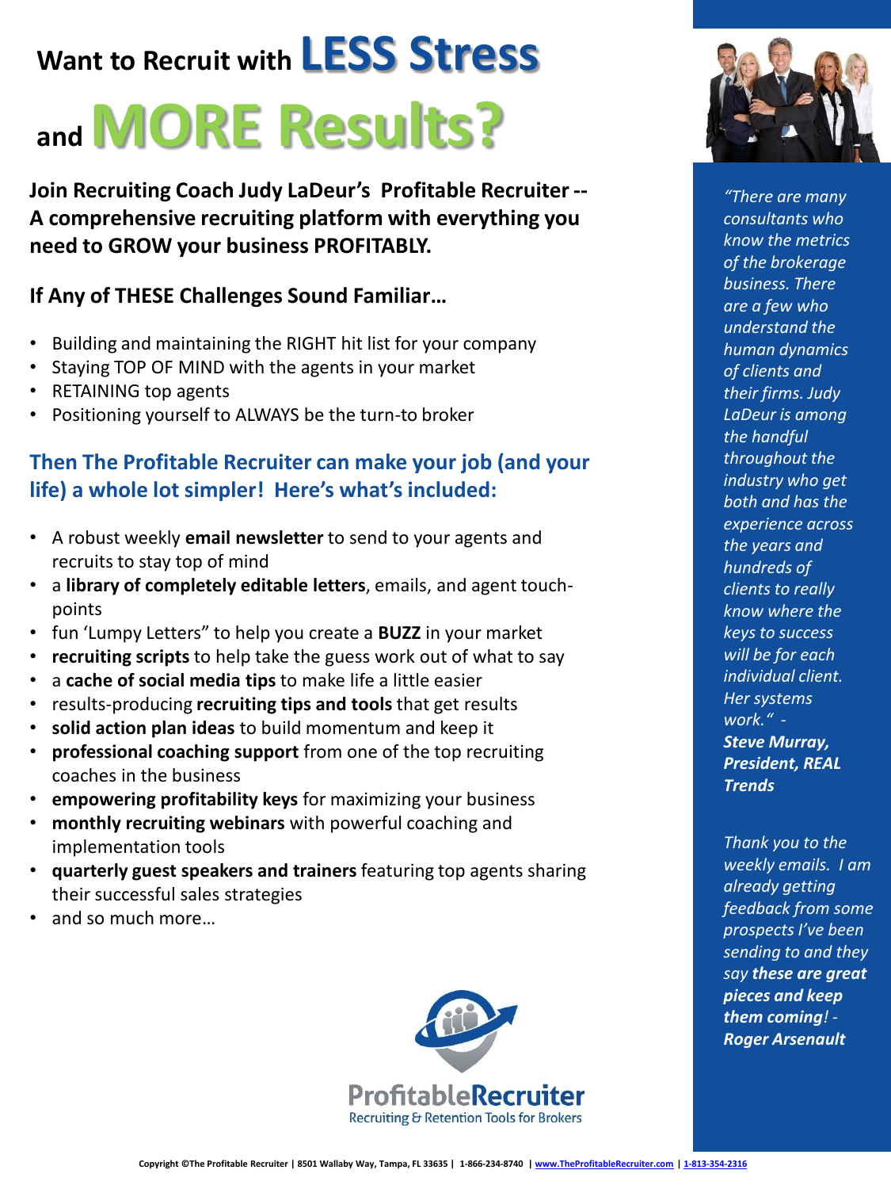# Want to Recruit with LESS Stress and MORE Results?

**Join Recruiting Coach Judy LaDeur's Profitable Recruiter -- A comprehensive recruiting platform with everything you need to GROW your business PROFITABLY.**

## If Any of THESE Challenges Sound Familiar…

- Building and maintaining the RIGHT hit list for your company
- Staying TOP OF MIND with the agents in your market
- RETAINING top agents
- Positioning yourself to ALWAYS be the turn-to broker

## Then The Profitable Recruiter can make your job (and your life) a whole lot simpler! Here's what's included:

- A robust weekly **email newsletter** to send to your agents and recruits to stay top of mind
- a **library of completely editable letters**, emails, and agent touch-points
- fun 'Lumpy Letters" to help you create a **BUZZ** in your market
- **recruiting scripts** to help take the guess work out of what to say
- a **cache of social media tips** to make life a little easier
- results-producing **recruiting tips and tools** that get results
- **solid action plan ideas** to build momentum and keep it
- **professional coaching support** from one of the top recruiting coaches in the business
- **empowering profitability keys** for maximizing your business
- **monthly recruiting webinars** with powerful coaching and implementation tools
- **quarterly guest speakers and trainers** featuring top agents sharing their successful sales strategies
- and so much more…

*"There are many consultants who know the metrics of the brokerage business. There are a few who understand the human dynamics of clients and their firms. Judy LaDeur is among the handful throughout the industry who get both and has the experience across the years and hundreds of clients to really know where the keys to success will be for each individual client. Her systems work."* - ***Steve Murray, President, REAL Trends***

*Thank you to the weekly emails. I am already getting feedback from some prospects I've been sending to and they say **these are great pieces and keep them coming**!* - ***Roger Arsenault***

ProfitableRecruiter
Recruiting & Retention Tools for Brokers

Copyright ©The Profitable Recruiter | 8501 Wallaby Way, Tampa, FL 33635 | 1-866-234-8740 | www.TheProfitableRecruiter.com | 1-813-354-2316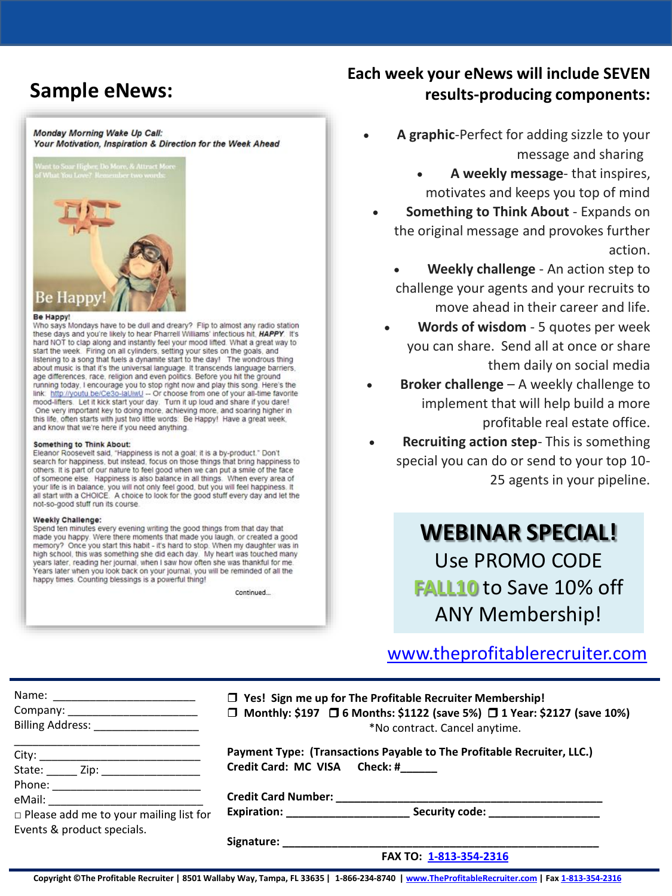## Sample eNews:

*Monday Morning Wake Up Call:*
*Your Motivation, Inspiration & Direction for the Week Ahead*

Want to Soar Higher, Do More, & Attract More of What You Love? Remember two words:

Be Happy!

**Be Happy!**
Who says Mondays have to be dull and dreary? Flip to almost any radio station these days and you're likely to hear Pharrell Williams' infectious hit, ***HAPPY***. It's hard NOT to clap along and instantly feel your mood lifted. What a great way to start the week. Firing on all cylinders, setting your sites on the goals, and listening to a song that fuels a dynamite start to the day! The wondrous thing about music is that it's the universal language. It transcends language barriers, age differences, race, religion and even politics. Before you hit the ground running today, I encourage you to stop right now and play this song. Here's the link: http://youtu.be/Ce3o-laUiwU -- Or choose from one of your all-time favorite mood-lifters. Let it kick start your day. Turn it up loud and share if you dare! One very important key to doing more, achieving more, and soaring higher in this life, often starts with just two little words: Be Happy! Have a great week, and know that we're here if you need anything.

**Something to Think About:**
Eleanor Roosevelt said, "Happiness is not a goal; it is a by-product." Don't search for happiness, but instead, focus on those things that bring happiness to others. It is part of our nature to feel good when we can put a smile of the face of someone else. Happiness is also balance in all things. When every area of your life is in balance, you will not only feel good, but you will feel happiness. It all start with a CHOICE. A choice to look for the good stuff every day and let the not-so-good stuff run its course.

**Weekly Challenge:**
Spend ten minutes every evening writing the good things from that day that made you happy. Were there moments that made you laugh, or created a good memory? Once you start this habit - it's hard to stop. When my daughter was in high school, this was something she did each day. My heart was touched many years later, reading her journal, when I saw how often she was thankful for me. Years later when you look back on your journal, you will be reminded of all the happy times. Counting blessings is a powerful thing!

Continued...

## Each week your eNews will include SEVEN results-producing components:

- **A graphic**-Perfect for adding sizzle to your message and sharing
- **A weekly message**- that inspires, motivates and keeps you top of mind
- **Something to Think About** - Expands on the original message and provokes further action.
- **Weekly challenge** - An action step to challenge your agents and your recruits to move ahead in their career and life.
- **Words of wisdom** - 5 quotes per week you can share. Send all at once or share them daily on social media
- **Broker challenge** – A weekly challenge to implement that will help build a more profitable real estate office.
- **Recruiting action step**- This is something special you can do or send to your top 10-25 agents in your pipeline.

**WEBINAR SPECIAL!**
Use PROMO CODE **FALL10** to Save 10% off ANY Membership!

www.theprofitablerecruiter.com

Name: ________________________
Company: ______________________
Billing Address: _________________
________________________________
City: ___________________________
State: _____ Zip: ________________
Phone: _________________________
eMail: __________________________
□ Please add me to your mailing list for Events & product specials.

**❒ Yes! Sign me up for The Profitable Recruiter Membership!**
**❒ Monthly: $197 ❒ 6 Months: $1122 (save 5%) ❒ 1 Year: $2127 (save 10%)**
*No contract. Cancel anytime.

**Payment Type: (Transactions Payable to The Profitable Recruiter, LLC.)**
**Credit Card: MC VISA Check: #______**

**Credit Card Number: ______________________________________________**
**Expiration: ____________________ Security code: __________________**

**Signature: _______________________________________________________**

**FAX TO: 1-813-354-2316**

**Copyright ©The Profitable Recruiter | 8501 Wallaby Way, Tampa, FL 33635 | 1-866-234-8740 | www.TheProfitableRecruiter.com | Fax 1-813-354-2316**